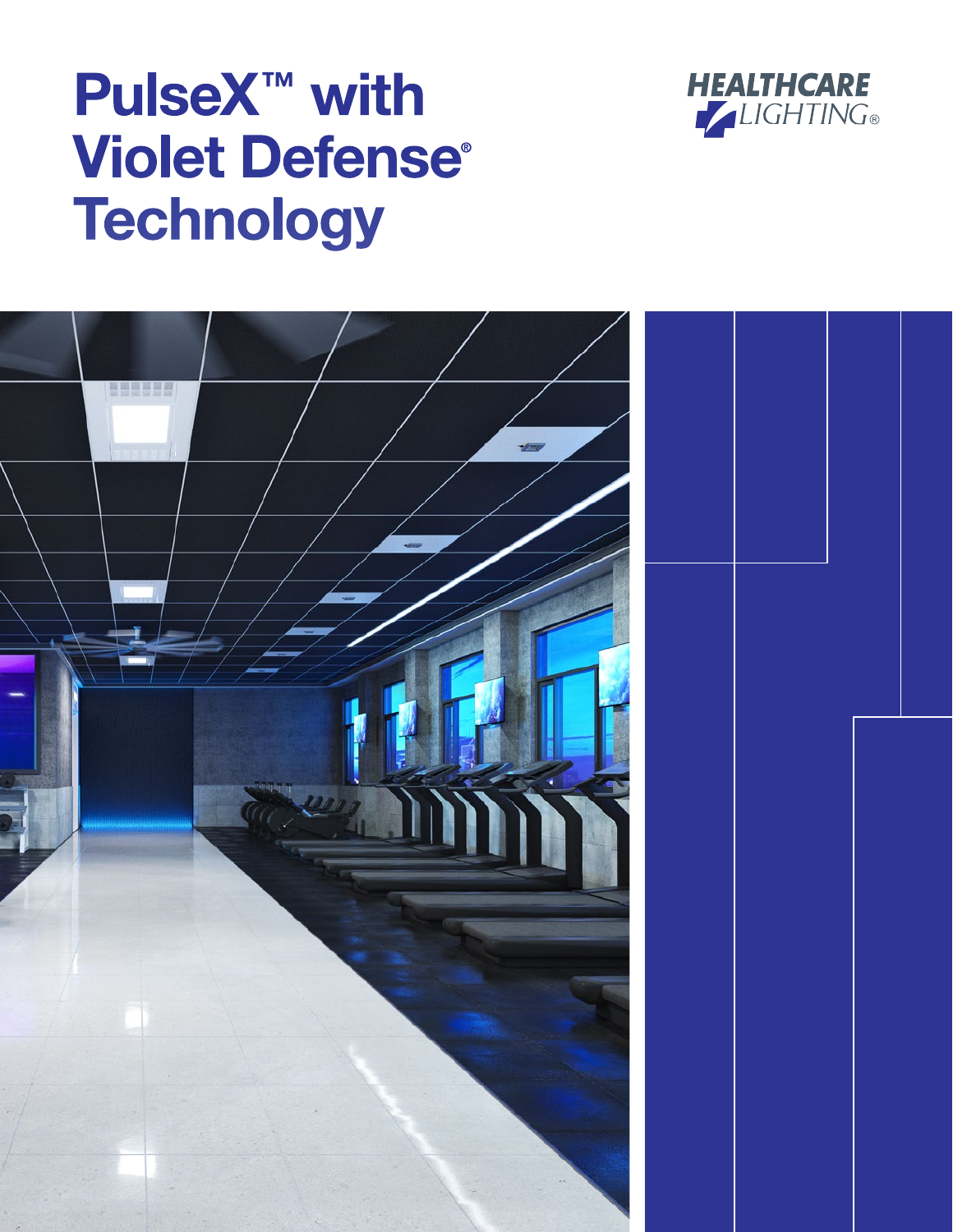# PulseX™ with Violet Defense® Technology

HEALTHCARE LIGHTING®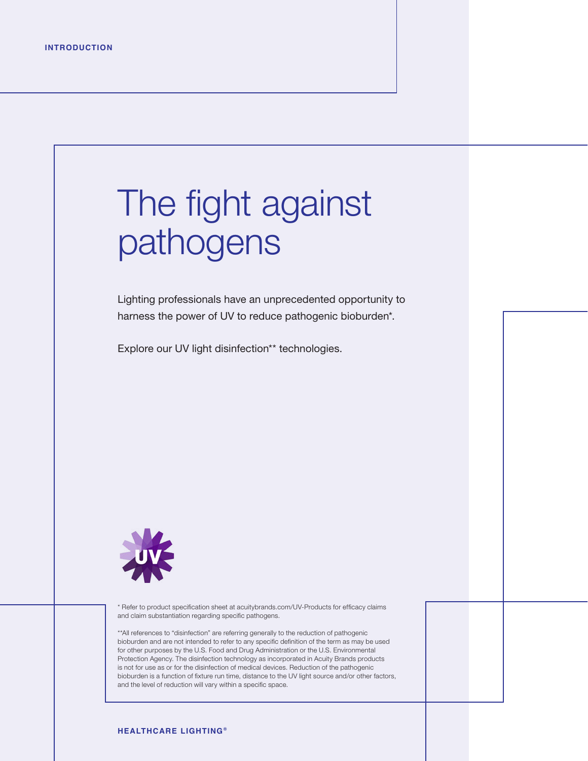INTRODUCTION

# The fight against pathogens

Lighting professionals have an unprecedented opportunity to harness the power of UV to reduce pathogenic bioburden*.

Explore our UV light disinfection** technologies.

* Refer to product specification sheet at acuitybrands.com/UV-Products for efficacy claims and claim substantiation regarding specific pathogens.

**All references to "disinfection" are referring generally to the reduction of pathogenic bioburden and are not intended to refer to any specific definition of the term as may be used for other purposes by the U.S. Food and Drug Administration or the U.S. Environmental Protection Agency. The disinfection technology as incorporated in Acuity Brands products is not for use as or for the disinfection of medical devices. Reduction of the pathogenic bioburden is a function of fixture run time, distance to the UV light source and/or other factors, and the level of reduction will vary within a specific space.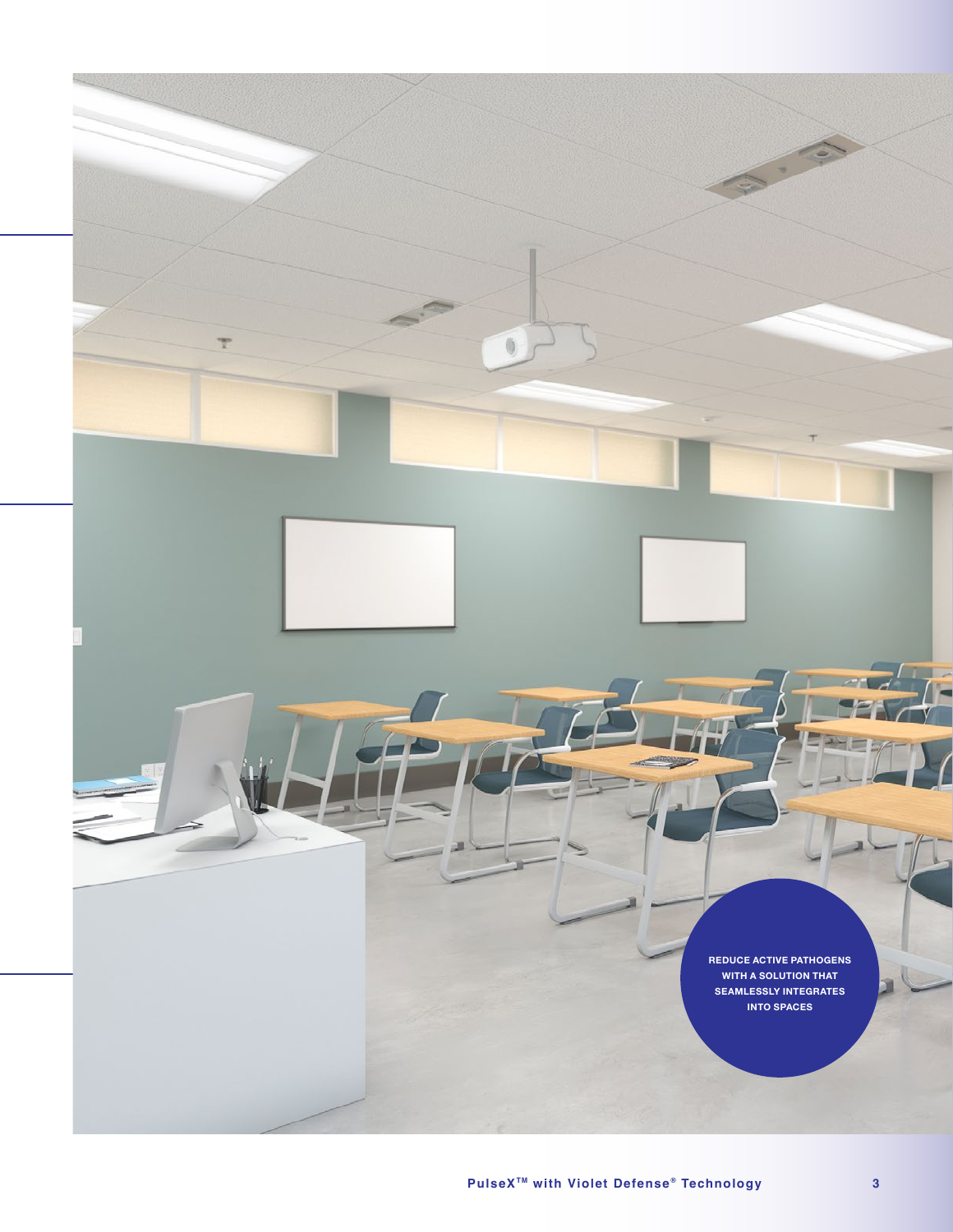REDUCE ACTIVE PATHOGENS WITH A SOLUTION THAT SEAMLESSLY INTEGRATES INTO SPACES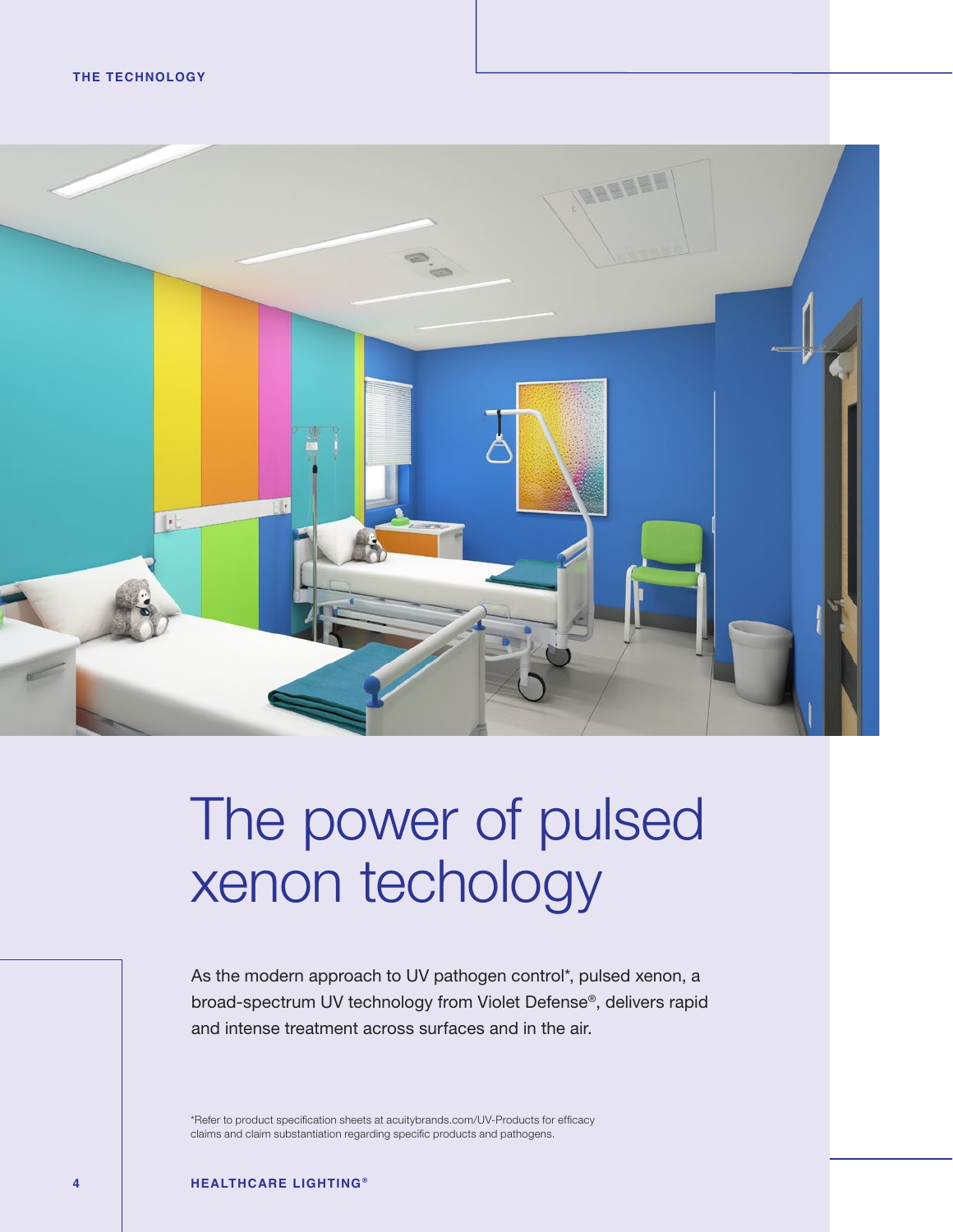# The power of pulsed xenon techology

As the modern approach to UV pathogen control*, pulsed xenon, a broad-spectrum UV technology from Violet Defense®, delivers rapid and intense treatment across surfaces and in the air.

*Refer to product specification sheets at acuitybrands.com/UV-Products for efficacy claims and claim substantiation regarding specific products and pathogens.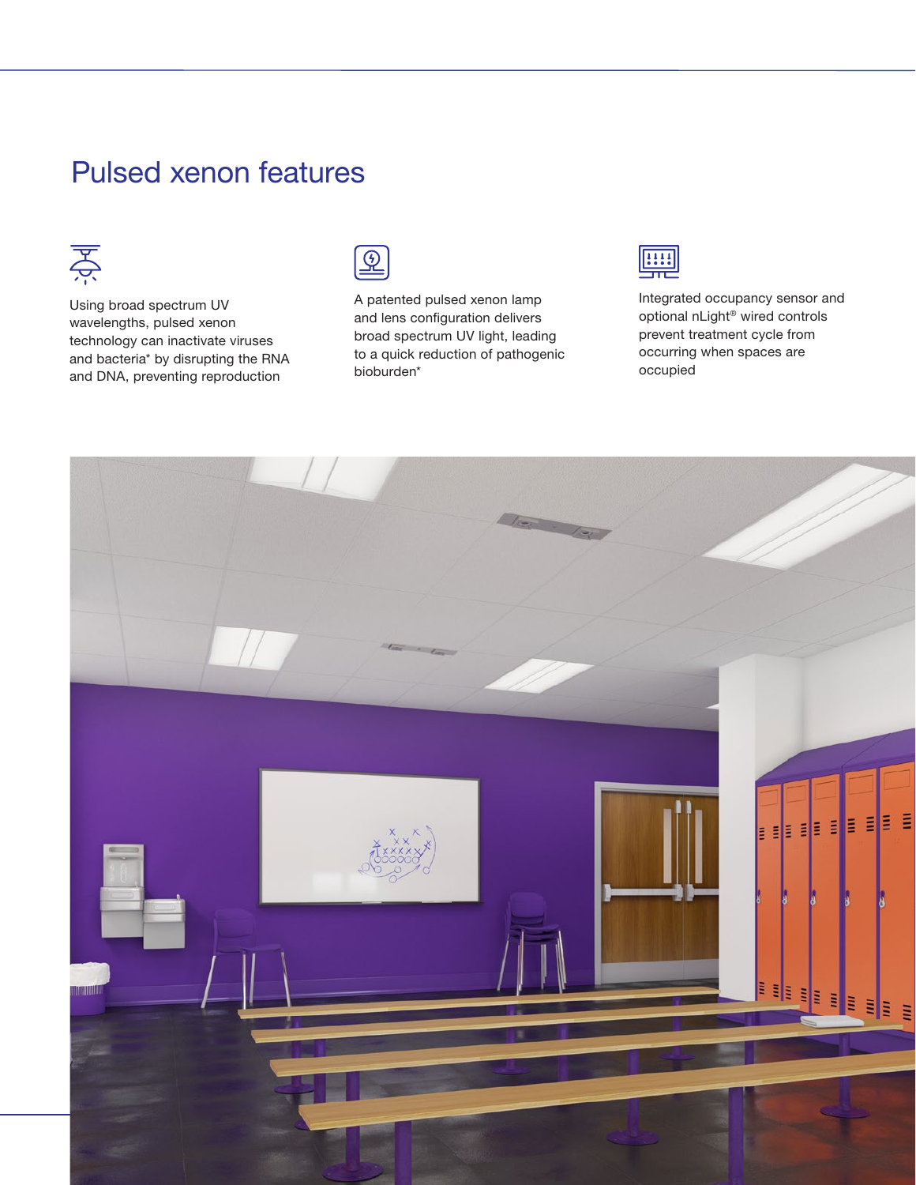# Pulsed xenon features

Using broad spectrum UV wavelengths, pulsed xenon technology can inactivate viruses and bacteria* by disrupting the RNA and DNA, preventing reproduction

A patented pulsed xenon lamp and lens configuration delivers broad spectrum UV light, leading to a quick reduction of pathogenic bioburden*

Integrated occupancy sensor and optional nLight® wired controls prevent treatment cycle from occurring when spaces are occupied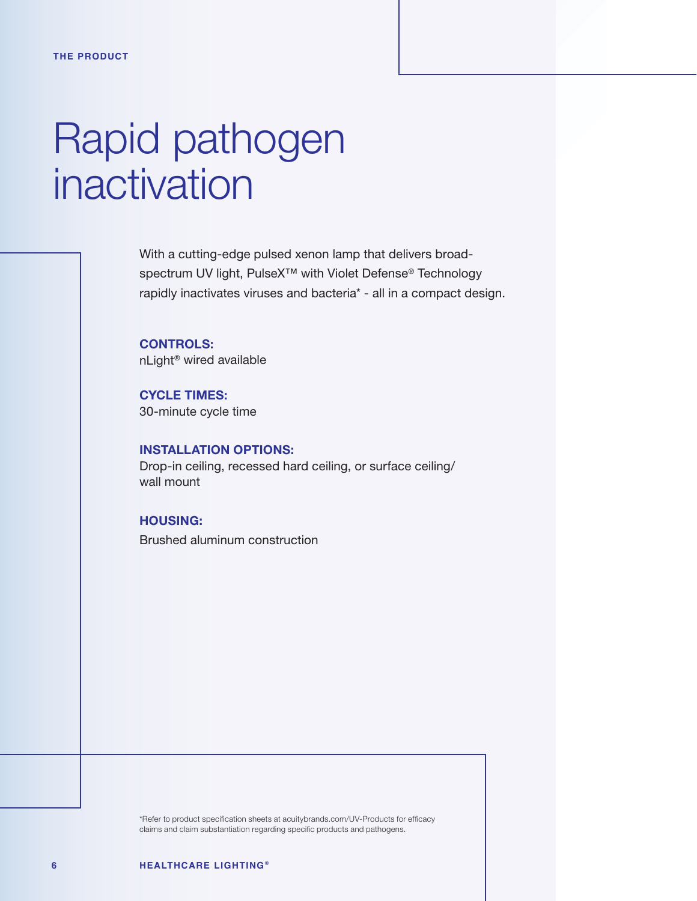THE PRODUCT

# Rapid pathogen inactivation

With a cutting-edge pulsed xenon lamp that delivers broad-spectrum UV light, PulseX™ with Violet Defense® Technology rapidly inactivates viruses and bacteria* - all in a compact design.

**CONTROLS:**
nLight® wired available

**CYCLE TIMES:**
30-minute cycle time

**INSTALLATION OPTIONS:**
Drop-in ceiling, recessed hard ceiling, or surface ceiling/wall mount

**HOUSING:**
Brushed aluminum construction

*Refer to product specification sheets at acuitybrands.com/UV-Products for efficacy claims and claim substantiation regarding specific products and pathogens.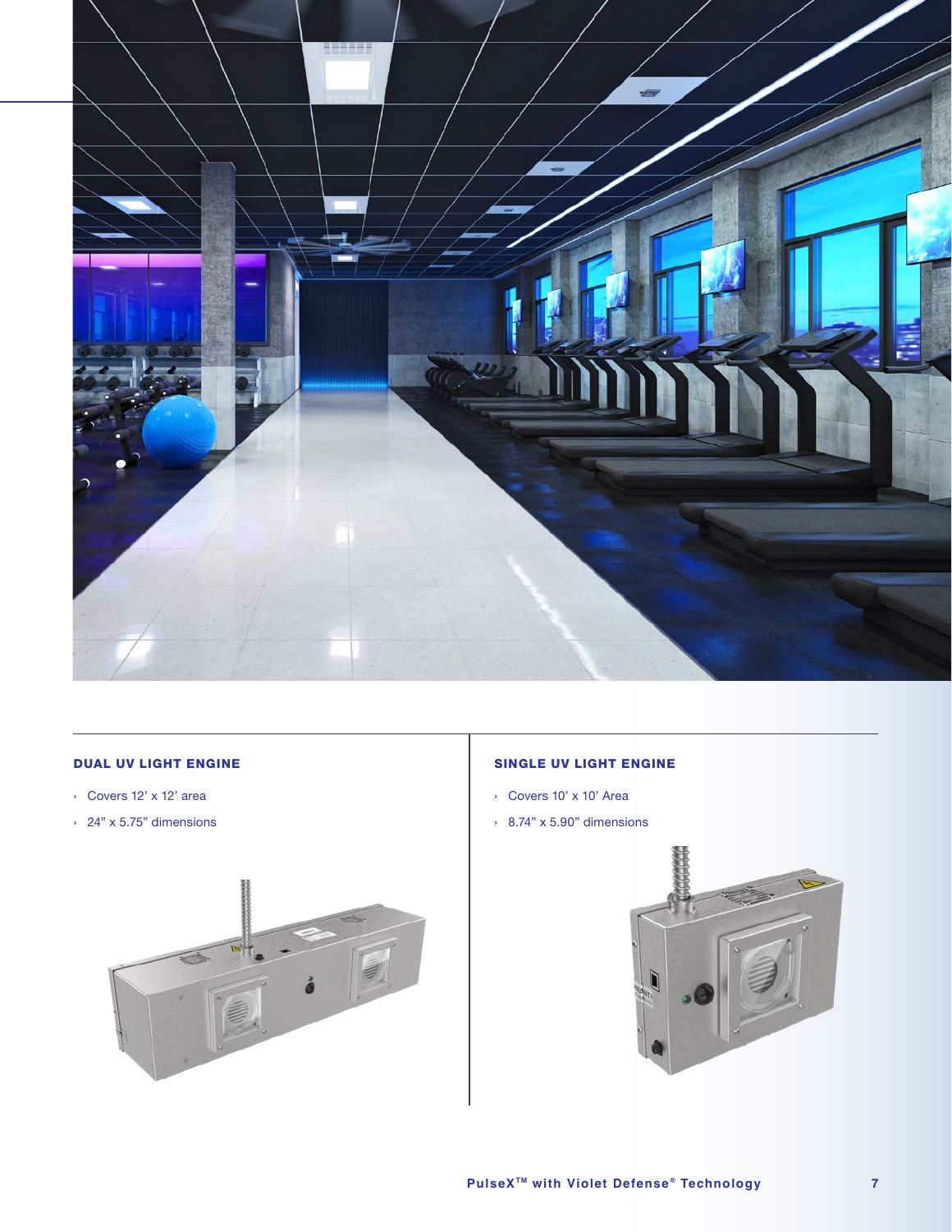### DUAL UV LIGHT ENGINE

- Covers 12’ x 12’ area
- 24” x 5.75” dimensions

### SINGLE UV LIGHT ENGINE

- Covers 10’ x 10’ Area
- 8.74” x 5.90” dimensions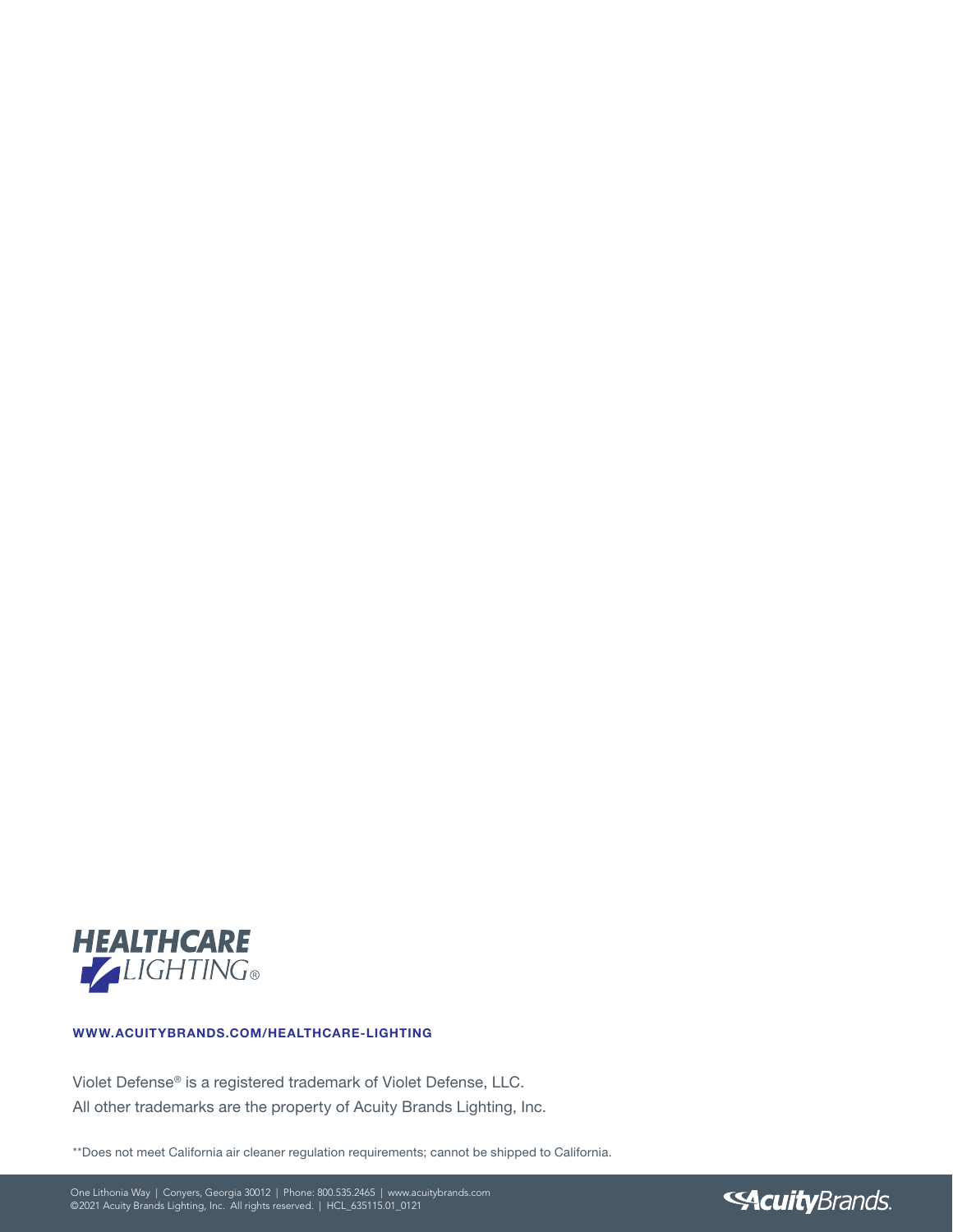HEALTHCARE LIGHTING®

**WWW.ACUITYBRANDS.COM/HEALTHCARE-LIGHTING**

Violet Defense® is a registered trademark of Violet Defense, LLC.
All other trademarks are the property of Acuity Brands Lighting, Inc.

**Does not meet California air cleaner regulation requirements; cannot be shipped to California.

One Lithonia Way | Conyers, Georgia 30012 | Phone: 800.535.2465 | www.acuitybrands.com
©2021 Acuity Brands Lighting, Inc. All rights reserved. | HCL_635115.01_0121

AcuityBrands.